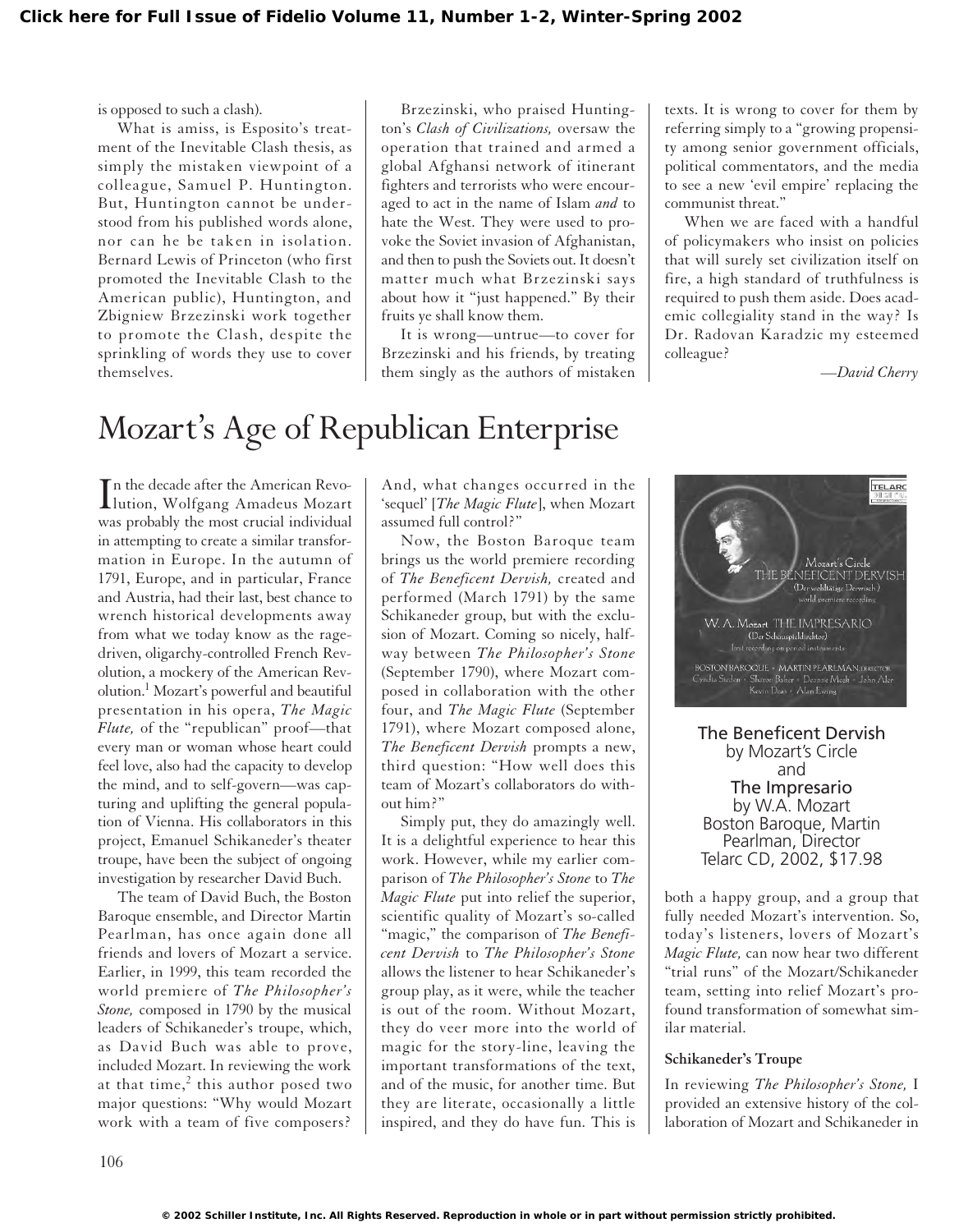is opposed to such a clash).

What is amiss, is Esposito's treatment of the Inevitable Clash thesis, as simply the mistaken viewpoint of a colleague, Samuel P. Huntington. But, Huntington cannot be understood from his published words alone, nor can he be taken in isolation. Bernard Lewis of Princeton (who first promoted the Inevitable Clash to the American public), Huntington, and Zbigniew Brzezinski work together to promote the Clash, despite the sprinkling of words they use to cover themselves.

Brzezinski, who praised Huntington's *Clash of Civilizations,* oversaw the operation that trained and armed a global Afghansi network of itinerant fighters and terrorists who were encouraged to act in the name of Islam *and* to hate the West. They were used to provoke the Soviet invasion of Afghanistan, and then to push the Soviets out. It doesn't matter much what Brzezinski says about how it "just happened." By their fruits ye shall know them.

It is wrong—untrue—to cover for Brzezinski and his friends, by treating them singly as the authors of mistaken texts. It is wrong to cover for them by referring simply to a "growing propensity among senior government officials, political commentators, and the media to see a new 'evil empire' replacing the communist threat."

When we are faced with a handful of policymakers who insist on policies that will surely set civilization itself on fire, a high standard of truthfulness is required to push them aside. Does academic collegiality stand in the way? Is Dr. Radovan Karadzic my esteemed colleague?

—*David Cherry*

# Mozart's Age of Republican Enterprise

**The Beneficent Dervish**
by Mozart's Circle
and
**The Impresario**
by W.A. Mozart
Boston Baroque, Martin Pearlman, Director
Telarc CD, 2002, $17.98

In the decade after the American Revolution, Wolfgang Amadeus Mozart was probably the most crucial individual in attempting to create a similar transformation in Europe. In the autumn of 1791, Europe, and in particular, France and Austria, had their last, best chance to wrench historical developments away from what we today know as the rage-driven, oligarchy-controlled French Revolution, a mockery of the American Revolution.[1] Mozart's powerful and beautiful presentation in his opera, *The Magic Flute,* of the "republican" proof—that every man or woman whose heart could feel love, also had the capacity to develop the mind, and to self-govern—was capturing and uplifting the general population of Vienna. His collaborators in this project, Emanuel Schikaneder's theater troupe, have been the subject of ongoing investigation by researcher David Buch.

The team of David Buch, the Boston Baroque ensemble, and Director Martin Pearlman, has once again done all friends and lovers of Mozart a service. Earlier, in 1999, this team recorded the world premiere of *The Philosopher's Stone,* composed in 1790 by the musical leaders of Schikaneder's troupe, which, as David Buch was able to prove, included Mozart. In reviewing the work at that time,[2] this author posed two major questions: "Why would Mozart work with a team of five composers? And, what changes occurred in the 'sequel' [*The Magic Flute*], when Mozart assumed full control?"

Now, the Boston Baroque team brings us the world premiere recording of *The Beneficent Dervish,* created and performed (March 1791) by the same Schikaneder group, but with the exclusion of Mozart. Coming so nicely, halfway between *The Philosopher's Stone* (September 1790), where Mozart composed in collaboration with the other four, and *The Magic Flute* (September 1791), where Mozart composed alone, *The Beneficent Dervish* prompts a new, third question: "How well does this team of Mozart's collaborators do without him?"

Simply put, they do amazingly well. It is a delightful experience to hear this work. However, while my earlier comparison of *The Philosopher's Stone* to *The Magic Flute* put into relief the superior, scientific quality of Mozart's so-called "magic," the comparison of *The Beneficent Dervish* to *The Philosopher's Stone* allows the listener to hear Schikaneder's group play, as it were, while the teacher is out of the room. Without Mozart, they do veer more into the world of magic for the story-line, leaving the important transformations of the text, and of the music, for another time. But they are literate, occasionally a little inspired, and they do have fun. This is both a happy group, and a group that fully needed Mozart's intervention. So, today's listeners, lovers of Mozart's *Magic Flute,* can now hear two different "trial runs" of the Mozart/Schikaneder team, setting into relief Mozart's profound transformation of somewhat similar material.

### Schikaneder's Troupe

In reviewing *The Philosopher's Stone,* I provided an extensive history of the collaboration of Mozart and Schikaneder in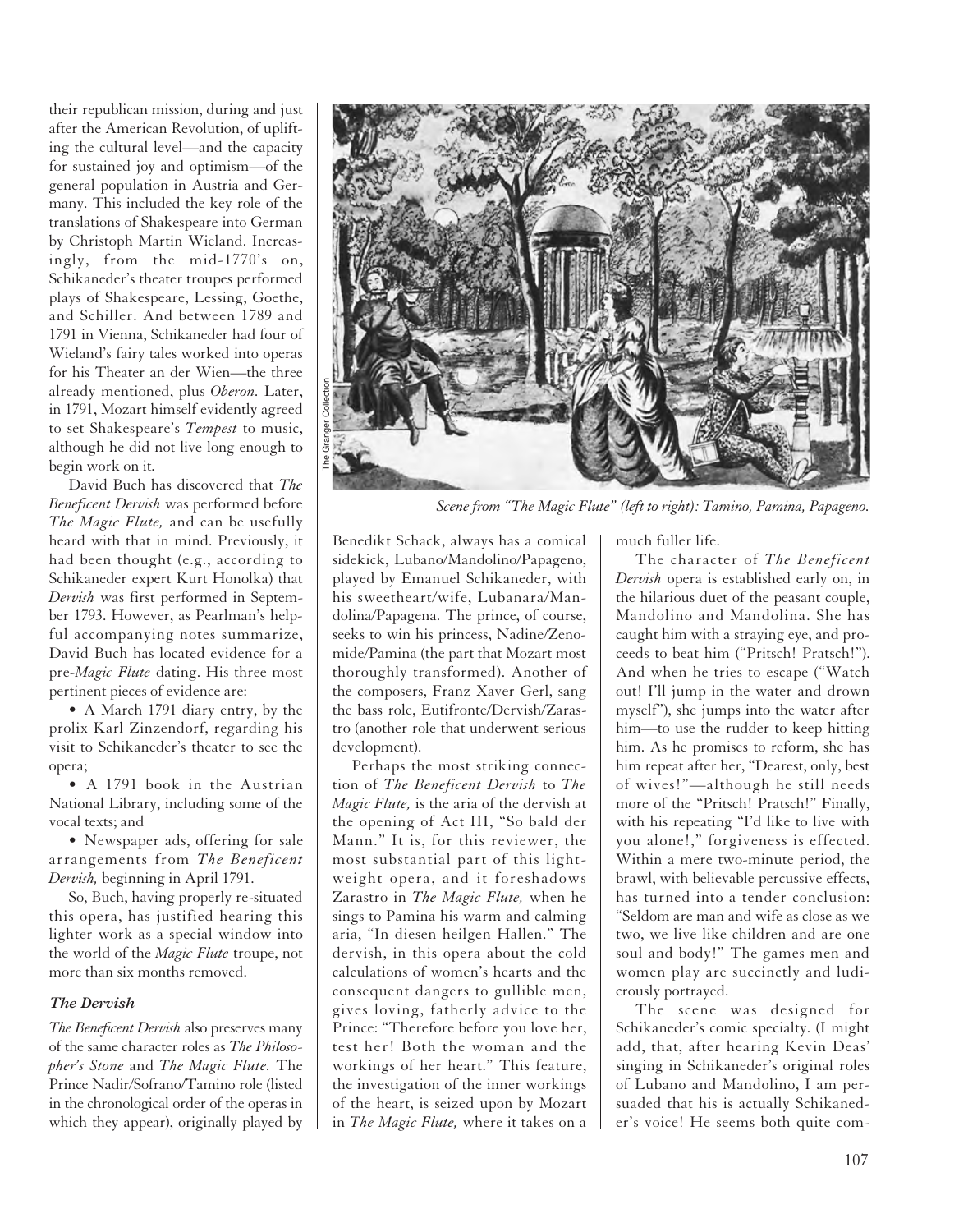their republican mission, during and just after the American Revolution, of uplifting the cultural level—and the capacity for sustained joy and optimism—of the general population in Austria and Germany. This included the key role of the translations of Shakespeare into German by Christoph Martin Wieland. Increasingly, from the mid-1770's on, Schikaneder's theater troupes performed plays of Shakespeare, Lessing, Goethe, and Schiller. And between 1789 and 1791 in Vienna, Schikaneder had four of Wieland's fairy tales worked into operas for his Theater an der Wien—the three already mentioned, plus *Oberon.* Later, in 1791, Mozart himself evidently agreed to set Shakespeare's *Tempest* to music, although he did not live long enough to begin work on it.

David Buch has discovered that *The Beneficent Dervish* was performed before *The Magic Flute,* and can be usefully heard with that in mind. Previously, it had been thought (e.g., according to Schikaneder expert Kurt Honolka) that *Dervish* was first performed in September 1793. However, as Pearlman's helpful accompanying notes summarize, David Buch has located evidence for a pre-*Magic Flute* dating. His three most pertinent pieces of evidence are:

- A March 1791 diary entry, by the prolix Karl Zinzendorf, regarding his visit to Schikaneder's theater to see the opera;
- A 1791 book in the Austrian National Library, including some of the vocal texts; and
- Newspaper ads, offering for sale arrangements from *The Beneficent Dervish,* beginning in April 1791.

So, Buch, having properly re-situated this opera, has justified hearing this lighter work as a special window into the world of the *Magic Flute* troupe, not more than six months removed.

### The Dervish

*The Beneficent Dervish* also preserves many of the same character roles as *The Philosopher's Stone* and *The Magic Flute.* The Prince Nadir/Sofrano/Tamino role (listed in the chronological order of the operas in which they appear), originally played by Benedikt Schack, always has a comical sidekick, Lubano/Mandolino/Papageno, played by Emanuel Schikaneder, with his sweetheart/wife, Lubanara/Mandolina/Papagena. The prince, of course, seeks to win his princess, Nadine/Zenomide/Pamina (the part that Mozart most thoroughly transformed). Another of the composers, Franz Xaver Gerl, sang the bass role, Eutifronte/Dervish/Zarastro (another role that underwent serious development).

*Scene from "The Magic Flute" (left to right): Tamino, Pamina, Papageno.*

Perhaps the most striking connection of *The Beneficent Dervish* to *The Magic Flute,* is the aria of the dervish at the opening of Act III, "So bald der Mann." It is, for this reviewer, the most substantial part of this lightweight opera, and it foreshadows Zarastro in *The Magic Flute,* when he sings to Pamina his warm and calming aria, "In diesen heilgen Hallen." The dervish, in this opera about the cold calculations of women's hearts and the consequent dangers to gullible men, gives loving, fatherly advice to the Prince: "Therefore before you love her, test her! Both the woman and the workings of her heart." This feature, the investigation of the inner workings of the heart, is seized upon by Mozart in *The Magic Flute,* where it takes on a much fuller life.

The character of *The Beneficent Dervish* opera is established early on, in the hilarious duet of the peasant couple, Mandolino and Mandolina. She has caught him with a straying eye, and proceeds to beat him ("Pritsch! Pratsch!"). And when he tries to escape ("Watch out! I'll jump in the water and drown myself"), she jumps into the water after him—to use the rudder to keep hitting him. As he promises to reform, she has him repeat after her, "Dearest, only, best of wives!"—although he still needs more of the "Pritsch! Pratsch!" Finally, with his repeating "I'd like to live with you alone!," forgiveness is effected. Within a mere two-minute period, the brawl, with believable percussive effects, has turned into a tender conclusion: "Seldom are man and wife as close as we two, we live like children and are one soul and body!" The games men and women play are succinctly and ludicrously portrayed.

The scene was designed for Schikaneder's comic specialty. (I might add, that, after hearing Kevin Deas' singing in Schikaneder's original roles of Lubano and Mandolino, I am persuaded that his is actually Schikaneder's voice! He seems both quite com-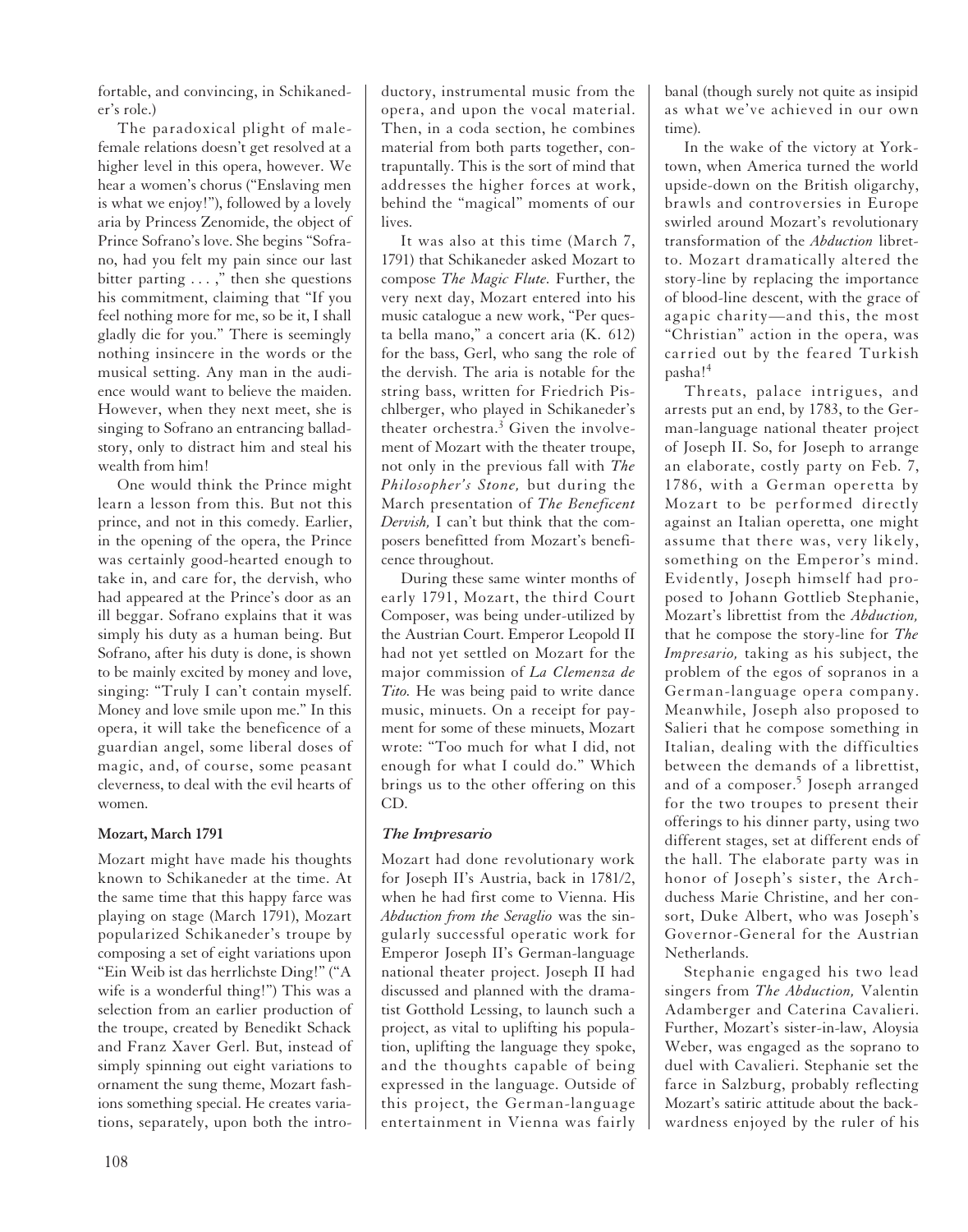fortable, and convincing, in Schikaneder's role.)

The paradoxical plight of male-female relations doesn't get resolved at a higher level in this opera, however. We hear a women's chorus ("Enslaving men is what we enjoy!"), followed by a lovely aria by Princess Zenomide, the object of Prince Sofrano's love. She begins "Sofrano, had you felt my pain since our last bitter parting . . . ," then she questions his commitment, claiming that "If you feel nothing more for me, so be it, I shall gladly die for you." There is seemingly nothing insincere in the words or the musical setting. Any man in the audience would want to believe the maiden. However, when they next meet, she is singing to Sofrano an entrancing ballad-story, only to distract him and steal his wealth from him!

One would think the Prince might learn a lesson from this. But not this prince, and not in this comedy. Earlier, in the opening of the opera, the Prince was certainly good-hearted enough to take in, and care for, the dervish, who had appeared at the Prince's door as an ill beggar. Sofrano explains that it was simply his duty as a human being. But Sofrano, after his duty is done, is shown to be mainly excited by money and love, singing: "Truly I can't contain myself. Money and love smile upon me." In this opera, it will take the beneficence of a guardian angel, some liberal doses of magic, and, of course, some peasant cleverness, to deal with the evil hearts of women.

**Mozart, March 1791**

Mozart might have made his thoughts known to Schikaneder at the time. At the same time that this happy farce was playing on stage (March 1791), Mozart popularized Schikaneder's troupe by composing a set of eight variations upon "Ein Weib ist das herrlichste Ding!" ("A wife is a wonderful thing!") This was a selection from an earlier production of the troupe, created by Benedikt Schack and Franz Xaver Gerl. But, instead of simply spinning out eight variations to ornament the sung theme, Mozart fashions something special. He creates variations, separately, upon both the introductory, instrumental music from the opera, and upon the vocal material. Then, in a coda section, he combines material from both parts together, contrapuntally. This is the sort of mind that addresses the higher forces at work, behind the "magical" moments of our lives.

It was also at this time (March 7, 1791) that Schikaneder asked Mozart to compose *The Magic Flute.* Further, the very next day, Mozart entered into his music catalogue a new work, "Per questa bella mano," a concert aria (K. 612) for the bass, Gerl, who sang the role of the dervish. The aria is notable for the string bass, written for Friedrich Pischlberger, who played in Schikaneder's theater orchestra.[3] Given the involvement of Mozart with the theater troupe, not only in the previous fall with *The Philosopher's Stone,* but during the March presentation of *The Beneficent Dervish,* I can't but think that the composers benefitted from Mozart's beneficence throughout.

During these same winter months of early 1791, Mozart, the third Court Composer, was being under-utilized by the Austrian Court. Emperor Leopold II had not yet settled on Mozart for the major commission of *La Clemenza de Tito.* He was being paid to write dance music, minuets. On a receipt for payment for some of these minuets, Mozart wrote: "Too much for what I did, not enough for what I could do." Which brings us to the other offering on this CD.

***The Impresario***

Mozart had done revolutionary work for Joseph II's Austria, back in 1781/2, when he had first come to Vienna. His *Abduction from the Seraglio* was the singularly successful operatic work for Emperor Joseph II's German-language national theater project. Joseph II had discussed and planned with the dramatist Gotthold Lessing, to launch such a project, as vital to uplifting his population, uplifting the language they spoke, and the thoughts capable of being expressed in the language. Outside of this project, the German-language entertainment in Vienna was fairly banal (though surely not quite as insipid as what we've achieved in our own time).

In the wake of the victory at Yorktown, when America turned the world upside-down on the British oligarchy, brawls and controversies in Europe swirled around Mozart's revolutionary transformation of the *Abduction* libretto. Mozart dramatically altered the story-line by replacing the importance of blood-line descent, with the grace of agapic charity—and this, the most "Christian" action in the opera, was carried out by the feared Turkish pasha![4]

Threats, palace intrigues, and arrests put an end, by 1783, to the German-language national theater project of Joseph II. So, for Joseph to arrange an elaborate, costly party on Feb. 7, 1786, with a German operetta by Mozart to be performed directly against an Italian operetta, one might assume that there was, very likely, something on the Emperor's mind. Evidently, Joseph himself had proposed to Johann Gottlieb Stephanie, Mozart's librettist from the *Abduction,* that he compose the story-line for *The Impresario,* taking as his subject, the problem of the egos of sopranos in a German-language opera company. Meanwhile, Joseph also proposed to Salieri that he compose something in Italian, dealing with the difficulties between the demands of a librettist, and of a composer.[5] Joseph arranged for the two troupes to present their offerings to his dinner party, using two different stages, set at different ends of the hall. The elaborate party was in honor of Joseph's sister, the Archduchess Marie Christine, and her consort, Duke Albert, who was Joseph's Governor-General for the Austrian Netherlands.

Stephanie engaged his two lead singers from *The Abduction,* Valentin Adamberger and Caterina Cavalieri. Further, Mozart's sister-in-law, Aloysia Weber, was engaged as the soprano to duel with Cavalieri. Stephanie set the farce in Salzburg, probably reflecting Mozart's satiric attitude about the backwardness enjoyed by the ruler of his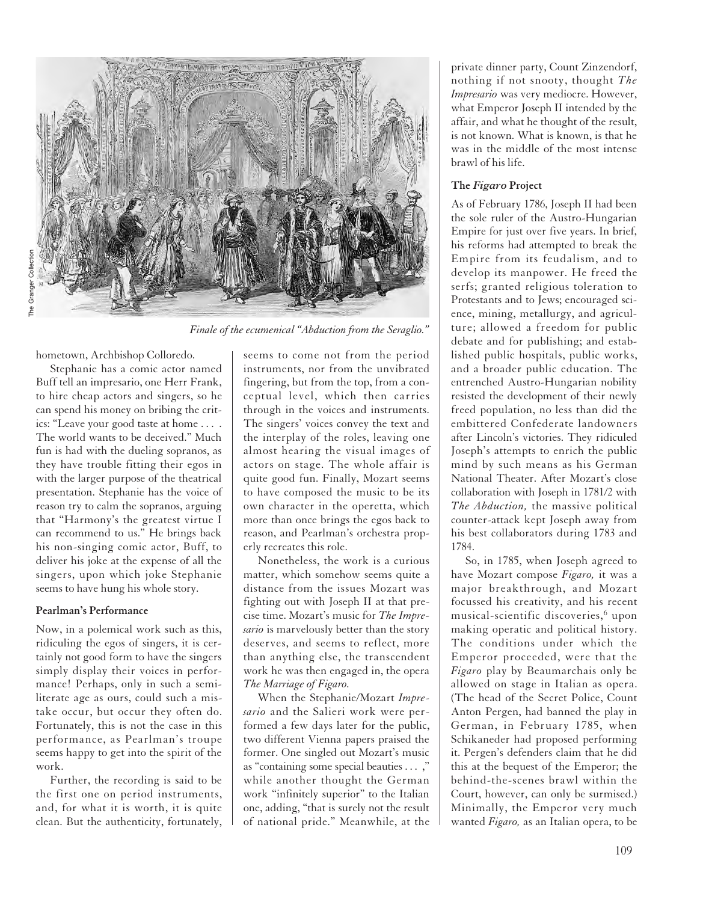Finale of the ecumenical "Abduction from the Seraglio."

hometown, Archbishop Colloredo.

Stephanie has a comic actor named Buff tell an impresario, one Herr Frank, to hire cheap actors and singers, so he can spend his money on bribing the critics: "Leave your good taste at home . . . . The world wants to be deceived." Much fun is had with the dueling sopranos, as they have trouble fitting their egos in with the larger purpose of the theatrical presentation. Stephanie has the voice of reason try to calm the sopranos, arguing that "Harmony's the greatest virtue I can recommend to us." He brings back his non-singing comic actor, Buff, to deliver his joke at the expense of all the singers, upon which joke Stephanie seems to have hung his whole story.

**Pearlman's Performance**

Now, in a polemical work such as this, ridiculing the egos of singers, it is certainly not good form to have the singers simply display their voices in performance! Perhaps, only in such a semi-literate age as ours, could such a mistake occur, but occur they often do. Fortunately, this is not the case in this performance, as Pearlman's troupe seems happy to get into the spirit of the work.

Further, the recording is said to be the first one on period instruments, and, for what it is worth, it is quite clean. But the authenticity, fortunately, seems to come not from the period instruments, nor from the unvibrated fingering, but from the top, from a conceptual level, which then carries through in the voices and instruments. The singers' voices convey the text and the interplay of the roles, leaving one almost hearing the visual images of actors on stage. The whole affair is quite good fun. Finally, Mozart seems to have composed the music to be its own character in the operetta, which more than once brings the egos back to reason, and Pearlman's orchestra properly recreates this role.

Nonetheless, the work is a curious matter, which somehow seems quite a distance from the issues Mozart was fighting out with Joseph II at that precise time. Mozart's music for *The Impresario* is marvelously better than the story deserves, and seems to reflect, more than anything else, the transcendent work he was then engaged in, the opera *The Marriage of Figaro.*

When the Stephanie/Mozart *Impresario* and the Salieri work were performed a few days later for the public, two different Vienna papers praised the former. One singled out Mozart's music as "containing some special beauties . . . ," while another thought the German work "infinitely superior" to the Italian one, adding, "that is surely not the result of national pride." Meanwhile, at the private dinner party, Count Zinzendorf, nothing if not snooty, thought *The Impresario* was very mediocre. However, what Emperor Joseph II intended by the affair, and what he thought of the result, is not known. What is known, is that he was in the middle of the most intense brawl of his life.

**The *Figaro* Project**

As of February 1786, Joseph II had been the sole ruler of the Austro-Hungarian Empire for just over five years. In brief, his reforms had attempted to break the Empire from its feudalism, and to develop its manpower. He freed the serfs; granted religious toleration to Protestants and to Jews; encouraged science, mining, metallurgy, and agriculture; allowed a freedom for public debate and for publishing; and established public hospitals, public works, and a broader public education. The entrenched Austro-Hungarian nobility resisted the development of their newly freed population, no less than did the embittered Confederate landowners after Lincoln's victories. They ridiculed Joseph's attempts to enrich the public mind by such means as his German National Theater. After Mozart's close collaboration with Joseph in 1781/2 with *The Abduction,* the massive political counter-attack kept Joseph away from his best collaborators during 1783 and 1784.

So, in 1785, when Joseph agreed to have Mozart compose *Figaro,* it was a major breakthrough, and Mozart focussed his creativity, and his recent musical-scientific discoveries,[6] upon making operatic and political history. The conditions under which the Emperor proceeded, were that the *Figaro* play by Beaumarchais only be allowed on stage in Italian as opera. (The head of the Secret Police, Count Anton Pergen, had banned the play in German, in February 1785, when Schikaneder had proposed performing it. Pergen's defenders claim that he did this at the bequest of the Emperor; the behind-the-scenes brawl within the Court, however, can only be surmised.) Minimally, the Emperor very much wanted *Figaro,* as an Italian opera, to be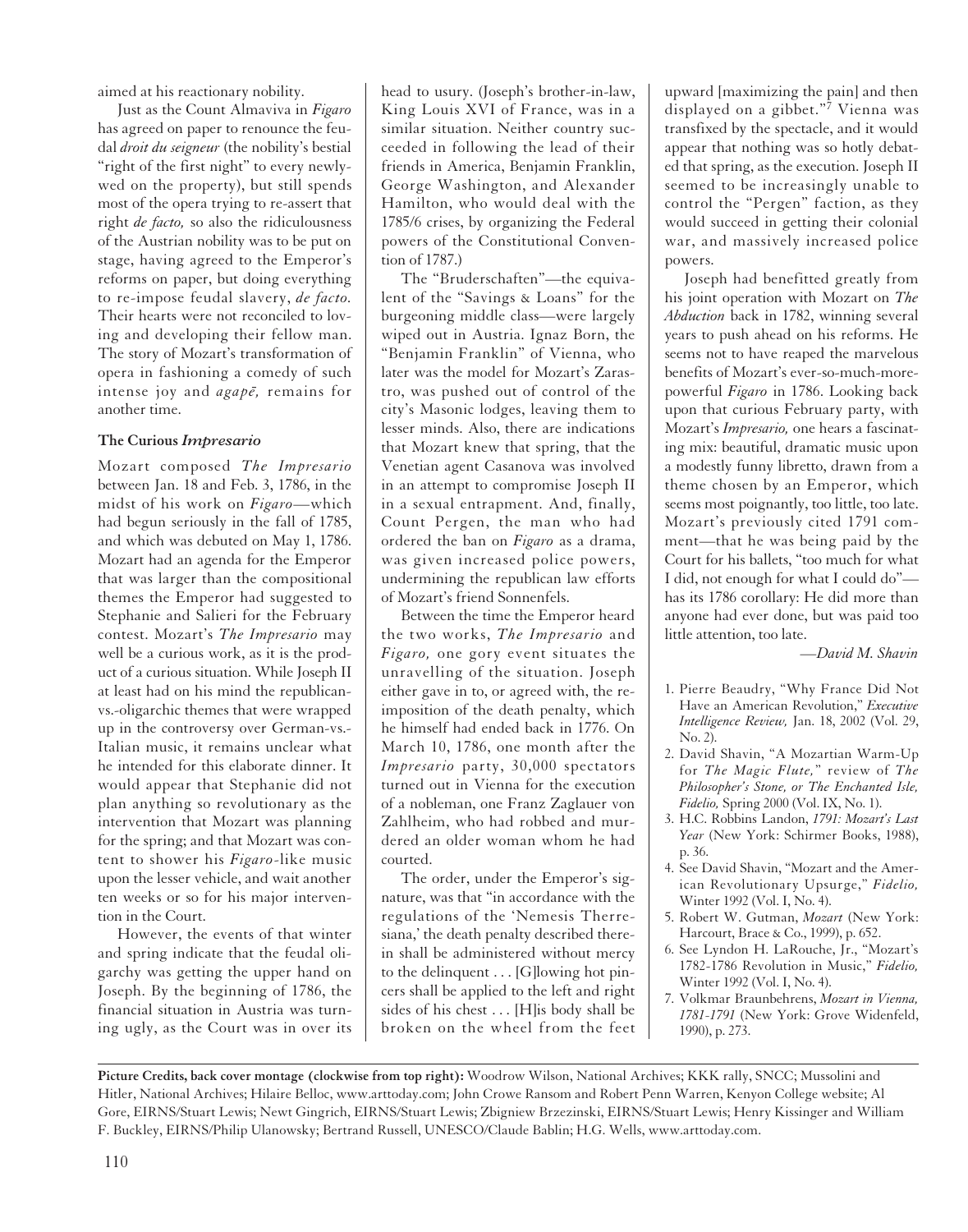aimed at his reactionary nobility.

Just as the Count Almaviva in *Figaro* has agreed on paper to renounce the feudal *droit du seigneur* (the nobility's bestial "right of the first night" to every newly-wed on the property), but still spends most of the opera trying to re-assert that right *de facto,* so also the ridiculousness of the Austrian nobility was to be put on stage, having agreed to the Emperor's reforms on paper, but doing everything to re-impose feudal slavery, *de facto.* Their hearts were not reconciled to loving and developing their fellow man. The story of Mozart's transformation of opera in fashioning a comedy of such intense joy and *agapē,* remains for another time.

### The Curious *Impresario*

Mozart composed *The Impresario* between Jan. 18 and Feb. 3, 1786, in the midst of his work on *Figaro*—which had begun seriously in the fall of 1785, and which was debuted on May 1, 1786. Mozart had an agenda for the Emperor that was larger than the compositional themes the Emperor had suggested to Stephanie and Salieri for the February contest. Mozart's *The Impresario* may well be a curious work, as it is the product of a curious situation. While Joseph II at least had on his mind the republican-vs.-oligarchic themes that were wrapped up in the controversy over German-vs.-Italian music, it remains unclear what he intended for this elaborate dinner. It would appear that Stephanie did not plan anything so revolutionary as the intervention that Mozart was planning for the spring; and that Mozart was content to shower his *Figaro*-like music upon the lesser vehicle, and wait another ten weeks or so for his major intervention in the Court.

However, the events of that winter and spring indicate that the feudal oligarchy was getting the upper hand on Joseph. By the beginning of 1786, the financial situation in Austria was turning ugly, as the Court was in over its head to usury. (Joseph's brother-in-law, King Louis XVI of France, was in a similar situation. Neither country succeeded in following the lead of their friends in America, Benjamin Franklin, George Washington, and Alexander Hamilton, who would deal with the 1785/6 crises, by organizing the Federal powers of the Constitutional Convention of 1787.)

The "Bruderschaften"—the equivalent of the "Savings & Loans" for the burgeoning middle class—were largely wiped out in Austria. Ignaz Born, the "Benjamin Franklin" of Vienna, who later was the model for Mozart's Zarastro, was pushed out of control of the city's Masonic lodges, leaving them to lesser minds. Also, there are indications that Mozart knew that spring, that the Venetian agent Casanova was involved in an attempt to compromise Joseph II in a sexual entrapment. And, finally, Count Pergen, the man who had ordered the ban on *Figaro* as a drama, was given increased police powers, undermining the republican law efforts of Mozart's friend Sonnenfels.

Between the time the Emperor heard the two works, *The Impresario* and *Figaro,* one gory event situates the unravelling of the situation. Joseph either gave in to, or agreed with, the re-imposition of the death penalty, which he himself had ended back in 1776. On March 10, 1786, one month after the *Impresario* party, 30,000 spectators turned out in Vienna for the execution of a nobleman, one Franz Zaglauer von Zahlheim, who had robbed and murdered an older woman whom he had courted.

The order, under the Emperor's signature, was that "in accordance with the regulations of the 'Nemesis Therresiana,' the death penalty described therein shall be administered without mercy to the delinquent . . . [G]lowing hot pincers shall be applied to the left and right sides of his chest . . . [H]is body shall be broken on the wheel from the feet upward [maximizing the pain] and then displayed on a gibbet."[7] Vienna was transfixed by the spectacle, and it would appear that nothing was so hotly debated that spring, as the execution. Joseph II seemed to be increasingly unable to control the "Pergen" faction, as they would succeed in getting their colonial war, and massively increased police powers.

Joseph had benefitted greatly from his joint operation with Mozart on *The Abduction* back in 1782, winning several years to push ahead on his reforms. He seems not to have reaped the marvelous benefits of Mozart's ever-so-much-more-powerful *Figaro* in 1786. Looking back upon that curious February party, with Mozart's *Impresario,* one hears a fascinating mix: beautiful, dramatic music upon a modestly funny libretto, drawn from a theme chosen by an Emperor, which seems most poignantly, too little, too late. Mozart's previously cited 1791 comment—that he was being paid by the Court for his ballets, "too much for what I did, not enough for what I could do"—has its 1786 corollary: He did more than anyone had ever done, but was paid too little attention, too late.

—*David M. Shavin*

1. Pierre Beaudry, "Why France Did Not Have an American Revolution," *Executive Intelligence Review,* Jan. 18, 2002 (Vol. 29, No. 2).
2. David Shavin, "A Mozartian Warm-Up for *The Magic Flute,*" review of *The Philosopher's Stone, or The Enchanted Isle, Fidelio,* Spring 2000 (Vol. IX, No. 1).
3. H.C. Robbins Landon, *1791: Mozart's Last Year* (New York: Schirmer Books, 1988), p. 36.
4. See David Shavin, "Mozart and the American Revolutionary Upsurge," *Fidelio,* Winter 1992 (Vol. I, No. 4).
5. Robert W. Gutman, *Mozart* (New York: Harcourt, Brace & Co., 1999), p. 652.
6. See Lyndon H. LaRouche, Jr., "Mozart's 1782-1786 Revolution in Music," *Fidelio,* Winter 1992 (Vol. I, No. 4).
7. Volkmar Braunbehrens, *Mozart in Vienna, 1781-1791* (New York: Grove Widenfeld, 1990), p. 273.

**Picture Credits, back cover montage (clockwise from top right):** Woodrow Wilson, National Archives; KKK rally, SNCC; Mussolini and Hitler, National Archives; Hilaire Belloc, www.arttoday.com; John Crowe Ransom and Robert Penn Warren, Kenyon College website; Al Gore, EIRNS/Stuart Lewis; Newt Gingrich, EIRNS/Stuart Lewis; Zbigniew Brzezinski, EIRNS/Stuart Lewis; Henry Kissinger and William F. Buckley, EIRNS/Philip Ulanowsky; Bertrand Russell, UNESCO/Claude Bablin; H.G. Wells, www.arttoday.com.